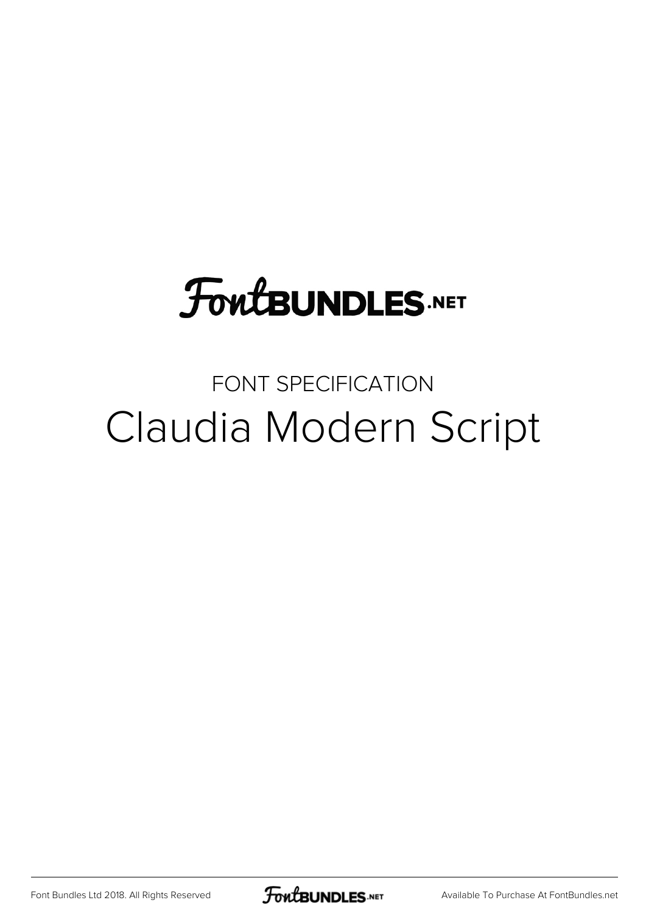FontBUNDLES.NET

FONT SPECIFICATION

# Claudia Modern Script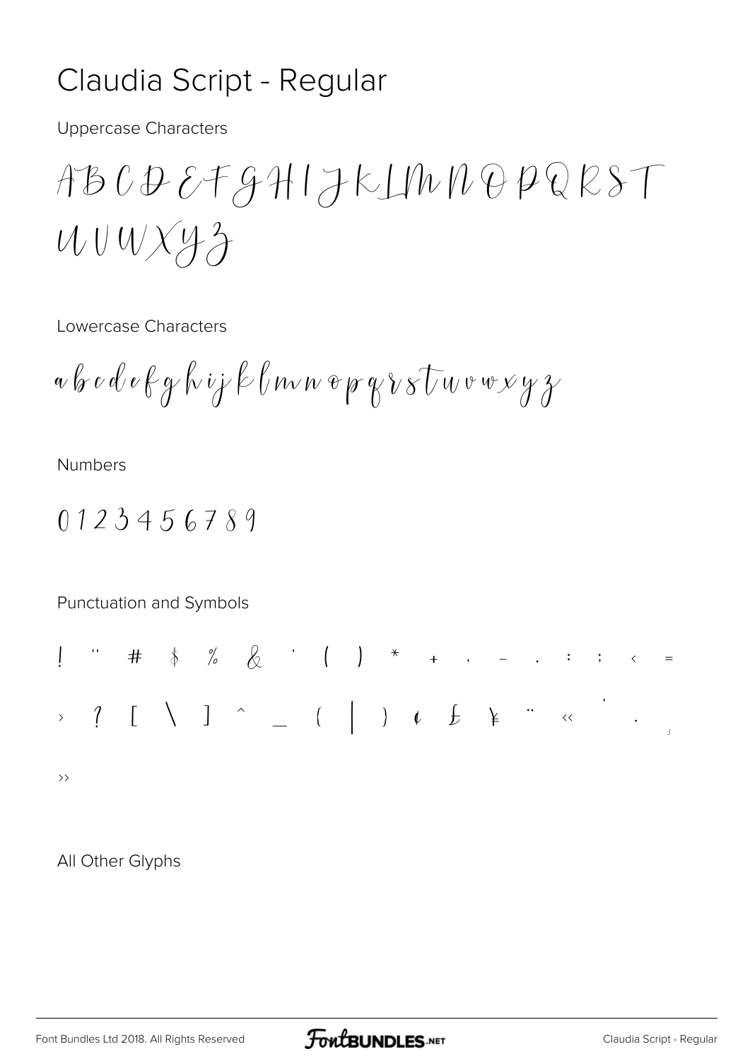# Claudia Script - Regular

Uppercase Characters

A B C D E F G H I J K L M N O P Q R S T U V W X Y Z

Lowercase Characters

a b c d e f g h i j k l m n o p q r s t u v w x y z

Numbers

0 1 2 3 4 5 6 7 8 9

Punctuation and Symbols

! " # $ % & ' ( ) * + , - . : ; < = > ? [ \ ] ^ _ { | } ¢ £ ¥ ¨ « ´ · ¸ »

All Other Glyphs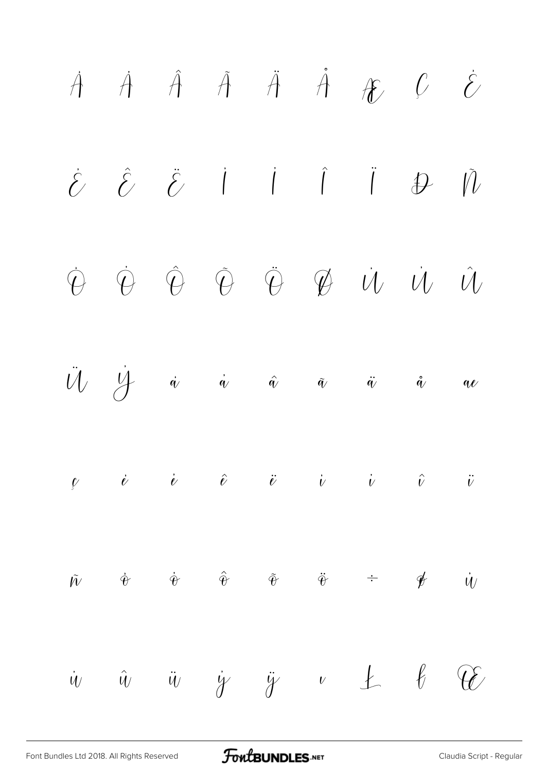À Á Â Ã Ä Å Æ Ç È

É Ê Ë Ì Í Î Ï Ð Ñ

Ò Ó Ô Õ Ö Ø Ù Ú Û

Ü Ý à á â ã ä å æ

ç è é ê ë ì í î ï

ñ ò ó ô õ ö ÷ ø ù

ú û ü ý ÿ ı Ł ł Œ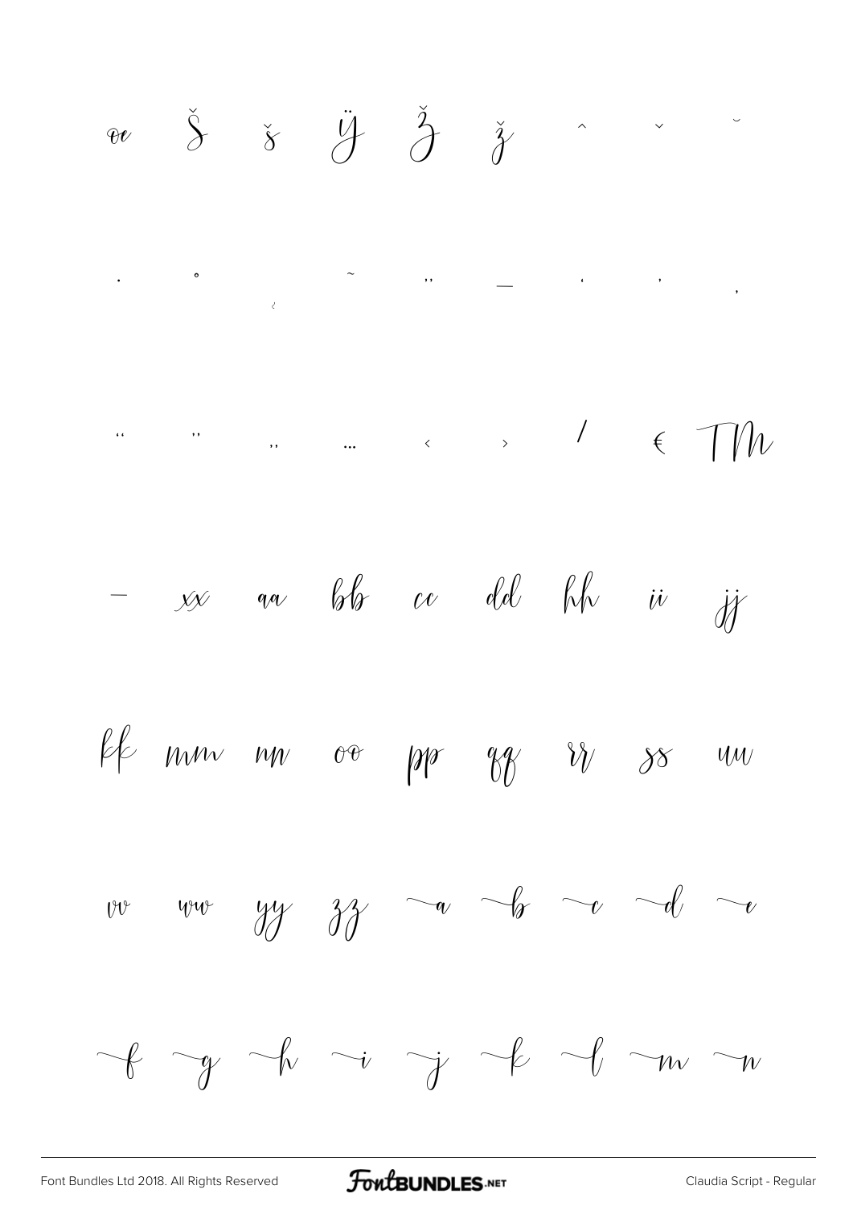œ Š š Ÿ Ž ž ˆ ˇ ˘

. ˚ ¸ ˜ ˝ _ ‘ ’ ‚

“ ” „ … ‹ › ⁄ € ™

– xx aa bb cc dd hh ii jj

kk mm nn oo pp qq rr ss uu

vv ww yy zz ~a ~b ~c ~d ~e

~f ~g ~h ~i ~j ~k ~l ~m ~n

Font Bundles Ltd 2018. All Rights Reserved — FontBUNDLES.NET — Claudia Script - Regular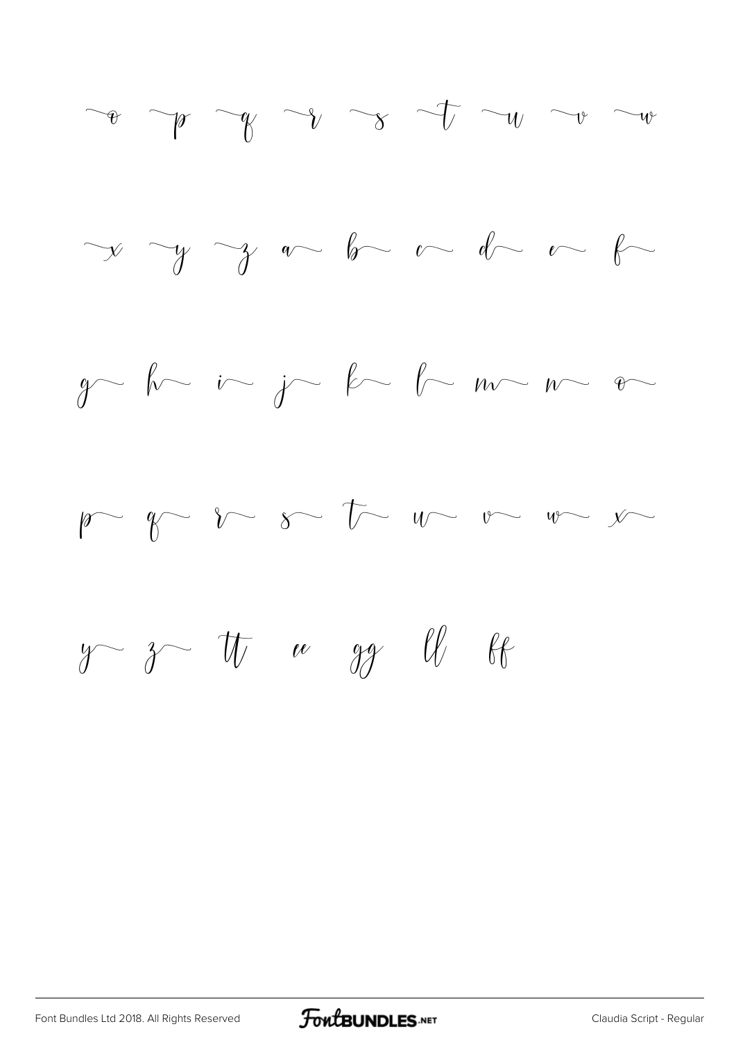o p q r s t u v w

x y z a b c d e f

g h i j k l m n o

p q r s t u v w x

y z tt ee gg ll ff